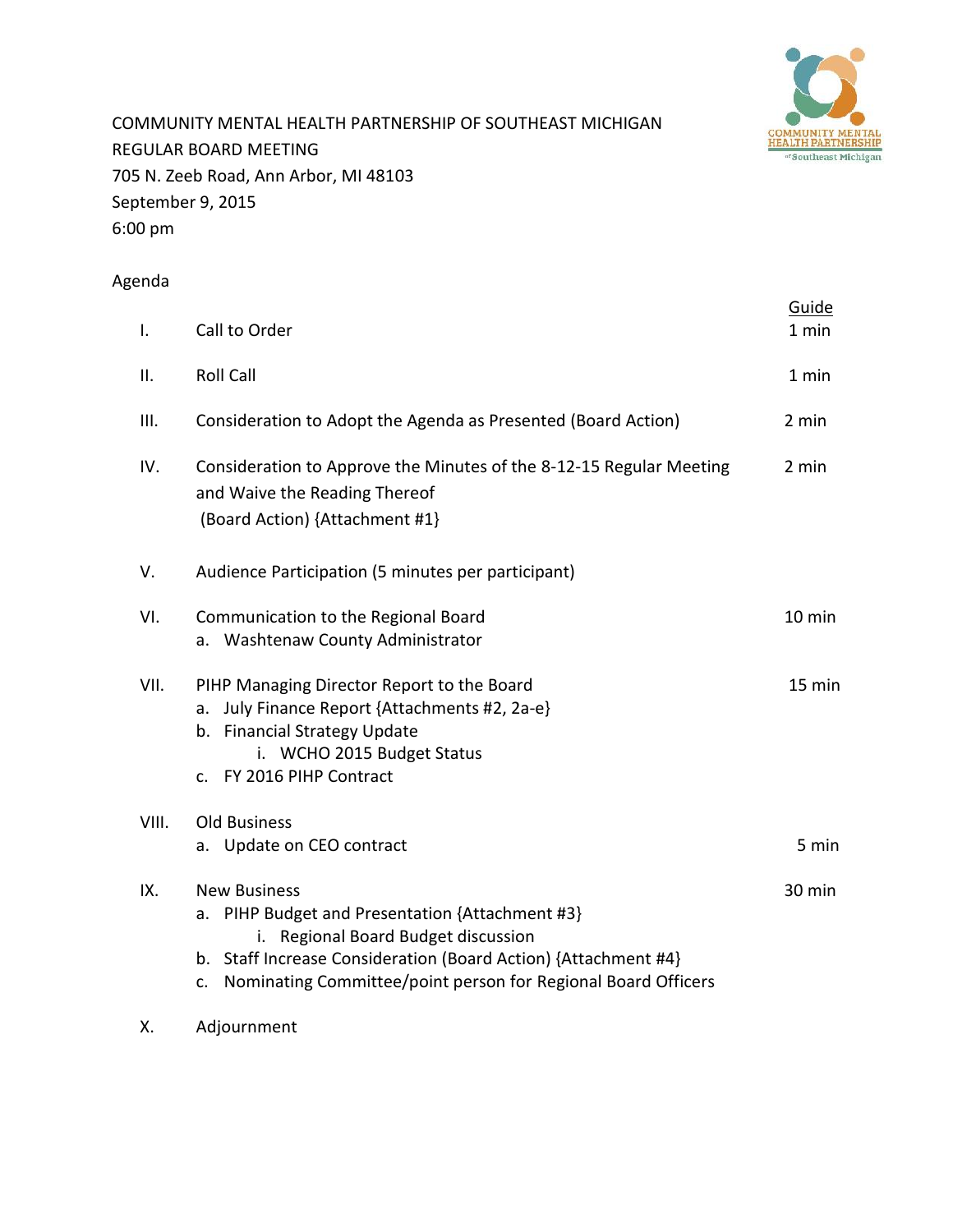COMMUNITY MENTAL HEALTH PARTNERSHIP OF SOUTHEAST MICHIGAN
REGULAR BOARD MEETING
705 N. Zeeb Road, Ann Arbor, MI 48103
September 9, 2015
6:00 pm

Agenda

| | | Guide |
|---|---|---|
| I. | Call to Order | 1 min |
| II. | Roll Call | 1 min |
| III. | Consideration to Adopt the Agenda as Presented (Board Action) | 2 min |
| IV. | Consideration to Approve the Minutes of the 8-12-15 Regular Meeting and Waive the Reading Thereof (Board Action) {Attachment #1} | 2 min |
| V. | Audience Participation (5 minutes per participant) | |
| VI. | Communication to the Regional Board<br>a. Washtenaw County Administrator | 10 min |
| VII. | PIHP Managing Director Report to the Board<br>a. July Finance Report {Attachments #2, 2a-e}<br>b. Financial Strategy Update<br>i. WCHO 2015 Budget Status<br>c. FY 2016 PIHP Contract | 15 min |
| VIII. | Old Business<br>a. Update on CEO contract | 5 min |
| IX. | New Business<br>a. PIHP Budget and Presentation {Attachment #3}<br>i. Regional Board Budget discussion<br>b. Staff Increase Consideration (Board Action) {Attachment #4}<br>c. Nominating Committee/point person for Regional Board Officers | 30 min |
| X. | Adjournment | |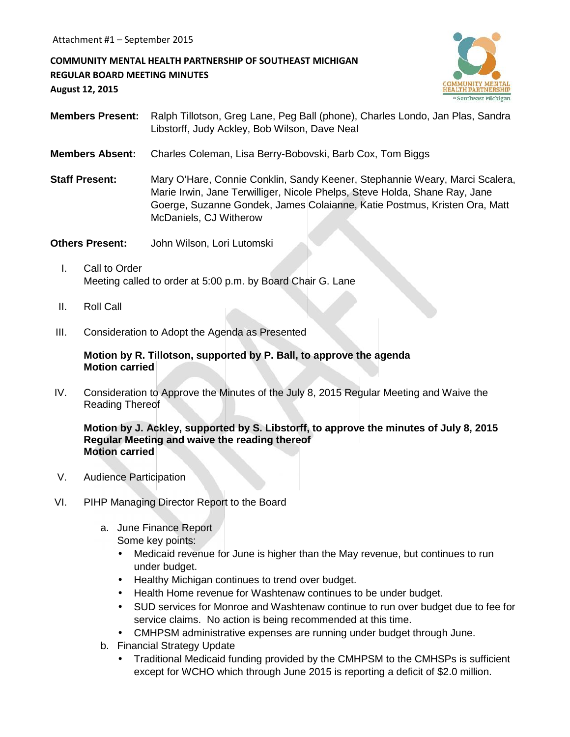Attachment #1 – September 2015

**COMMUNITY MENTAL HEALTH PARTNERSHIP OF SOUTHEAST MICHIGAN**
**REGULAR BOARD MEETING MINUTES**
**August 12, 2015**

**Members Present:** Ralph Tillotson, Greg Lane, Peg Ball (phone), Charles Londo, Jan Plas, Sandra Libstorff, Judy Ackley, Bob Wilson, Dave Neal

**Members Absent:** Charles Coleman, Lisa Berry-Bobovski, Barb Cox, Tom Biggs

**Staff Present:** Mary O'Hare, Connie Conklin, Sandy Keener, Stephannie Weary, Marci Scalera, Marie Irwin, Jane Terwilliger, Nicole Phelps, Steve Holda, Shane Ray, Jane Goerge, Suzanne Gondek, James Colaianne, Katie Postmus, Kristen Ora, Matt McDaniels, CJ Witherow

**Others Present:** John Wilson, Lori Lutomski

I. Call to Order
Meeting called to order at 5:00 p.m. by Board Chair G. Lane

II. Roll Call

III. Consideration to Adopt the Agenda as Presented

**Motion by R. Tillotson, supported by P. Ball, to approve the agenda**
**Motion carried**

IV. Consideration to Approve the Minutes of the July 8, 2015 Regular Meeting and Waive the Reading Thereof

**Motion by J. Ackley, supported by S. Libstorff, to approve the minutes of July 8, 2015 Regular Meeting and waive the reading thereof**
**Motion carried**

V. Audience Participation

VI. PIHP Managing Director Report to the Board

a. June Finance Report
Some key points:
- Medicaid revenue for June is higher than the May revenue, but continues to run under budget.
- Healthy Michigan continues to trend over budget.
- Health Home revenue for Washtenaw continues to be under budget.
- SUD services for Monroe and Washtenaw continue to run over budget due to fee for service claims. No action is being recommended at this time.
- CMHPSM administrative expenses are running under budget through June.

b. Financial Strategy Update
- Traditional Medicaid funding provided by the CMHPSM to the CMHSPs is sufficient except for WCHO which through June 2015 is reporting a deficit of $2.0 million.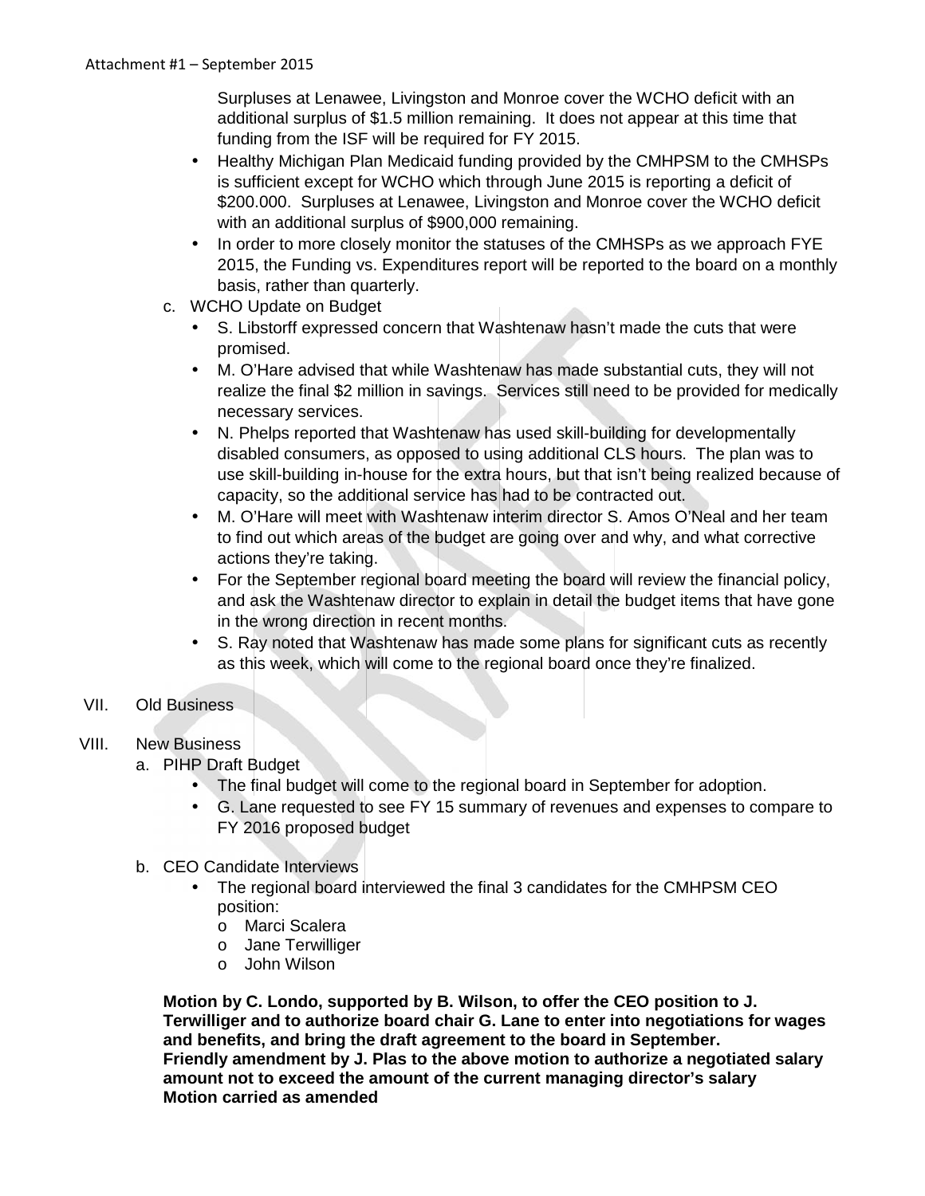Surpluses at Lenawee, Livingston and Monroe cover the WCHO deficit with an additional surplus of $1.5 million remaining. It does not appear at this time that funding from the ISF will be required for FY 2015.

- Healthy Michigan Plan Medicaid funding provided by the CMHPSM to the CMHSPs is sufficient except for WCHO which through June 2015 is reporting a deficit of $200.000. Surpluses at Lenawee, Livingston and Monroe cover the WCHO deficit with an additional surplus of $900,000 remaining.
- In order to more closely monitor the statuses of the CMHSPs as we approach FYE 2015, the Funding vs. Expenditures report will be reported to the board on a monthly basis, rather than quarterly.

c. WCHO Update on Budget

- S. Libstorff expressed concern that Washtenaw hasn't made the cuts that were promised.
- M. O'Hare advised that while Washtenaw has made substantial cuts, they will not realize the final $2 million in savings. Services still need to be provided for medically necessary services.
- N. Phelps reported that Washtenaw has used skill-building for developmentally disabled consumers, as opposed to using additional CLS hours. The plan was to use skill-building in-house for the extra hours, but that isn't being realized because of capacity, so the additional service has had to be contracted out.
- M. O'Hare will meet with Washtenaw interim director S. Amos O'Neal and her team to find out which areas of the budget are going over and why, and what corrective actions they're taking.
- For the September regional board meeting the board will review the financial policy, and ask the Washtenaw director to explain in detail the budget items that have gone in the wrong direction in recent months.
- S. Ray noted that Washtenaw has made some plans for significant cuts as recently as this week, which will come to the regional board once they're finalized.

VII. Old Business

VIII. New Business

a. PIHP Draft Budget

- The final budget will come to the regional board in September for adoption.
- G. Lane requested to see FY 15 summary of revenues and expenses to compare to FY 2016 proposed budget

b. CEO Candidate Interviews

- The regional board interviewed the final 3 candidates for the CMHPSM CEO position:
  - Marci Scalera
  - Jane Terwilliger
  - John Wilson

**Motion by C. Londo, supported by B. Wilson, to offer the CEO position to J. Terwilliger and to authorize board chair G. Lane to enter into negotiations for wages and benefits, and bring the draft agreement to the board in September.**
**Friendly amendment by J. Plas to the above motion to authorize a negotiated salary amount not to exceed the amount of the current managing director's salary**
**Motion carried as amended**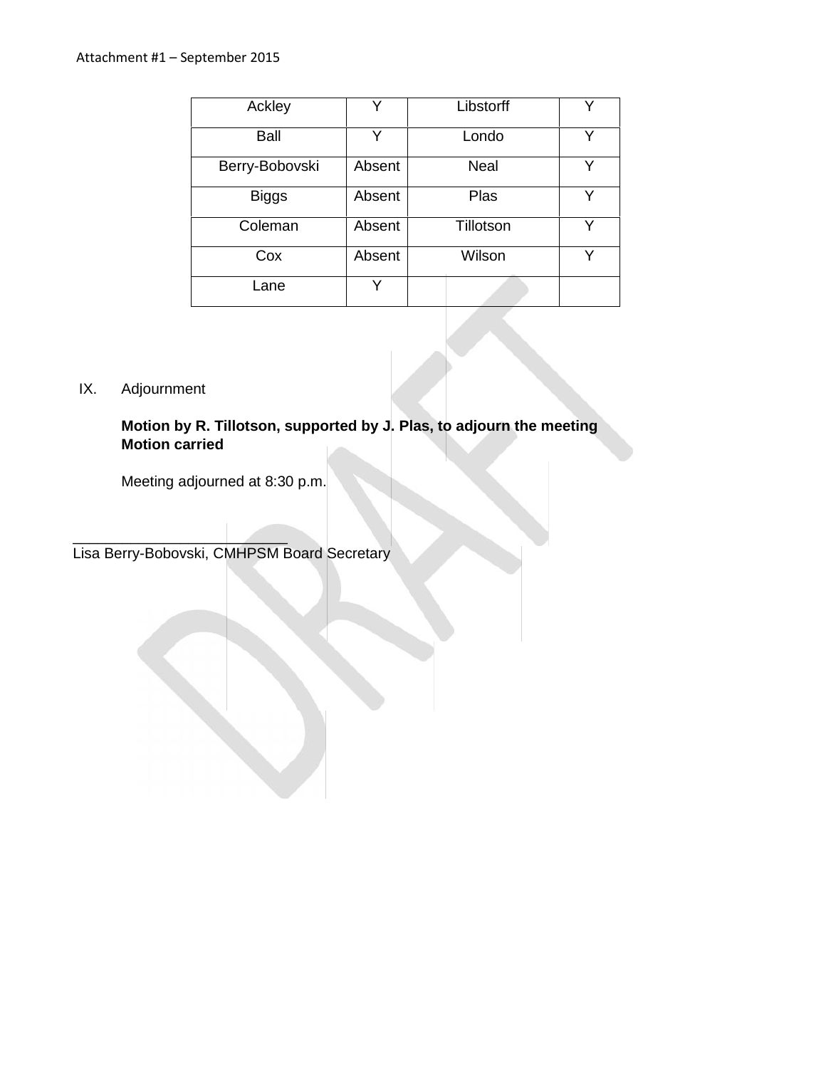Attachment #1 – September 2015

| Ackley | Y | Libstorff | Y |
|---|---|---|---|
| Ball | Y | Londo | Y |
| Berry-Bobovski | Absent | Neal | Y |
| Biggs | Absent | Plas | Y |
| Coleman | Absent | Tillotson | Y |
| Cox | Absent | Wilson | Y |
| Lane | Y | | |

IX. Adjournment

**Motion by R. Tillotson, supported by J. Plas, to adjourn the meeting**
**Motion carried**

Meeting adjourned at 8:30 p.m.

___________________________
Lisa Berry-Bobovski, CMHPSM Board Secretary

DRAFT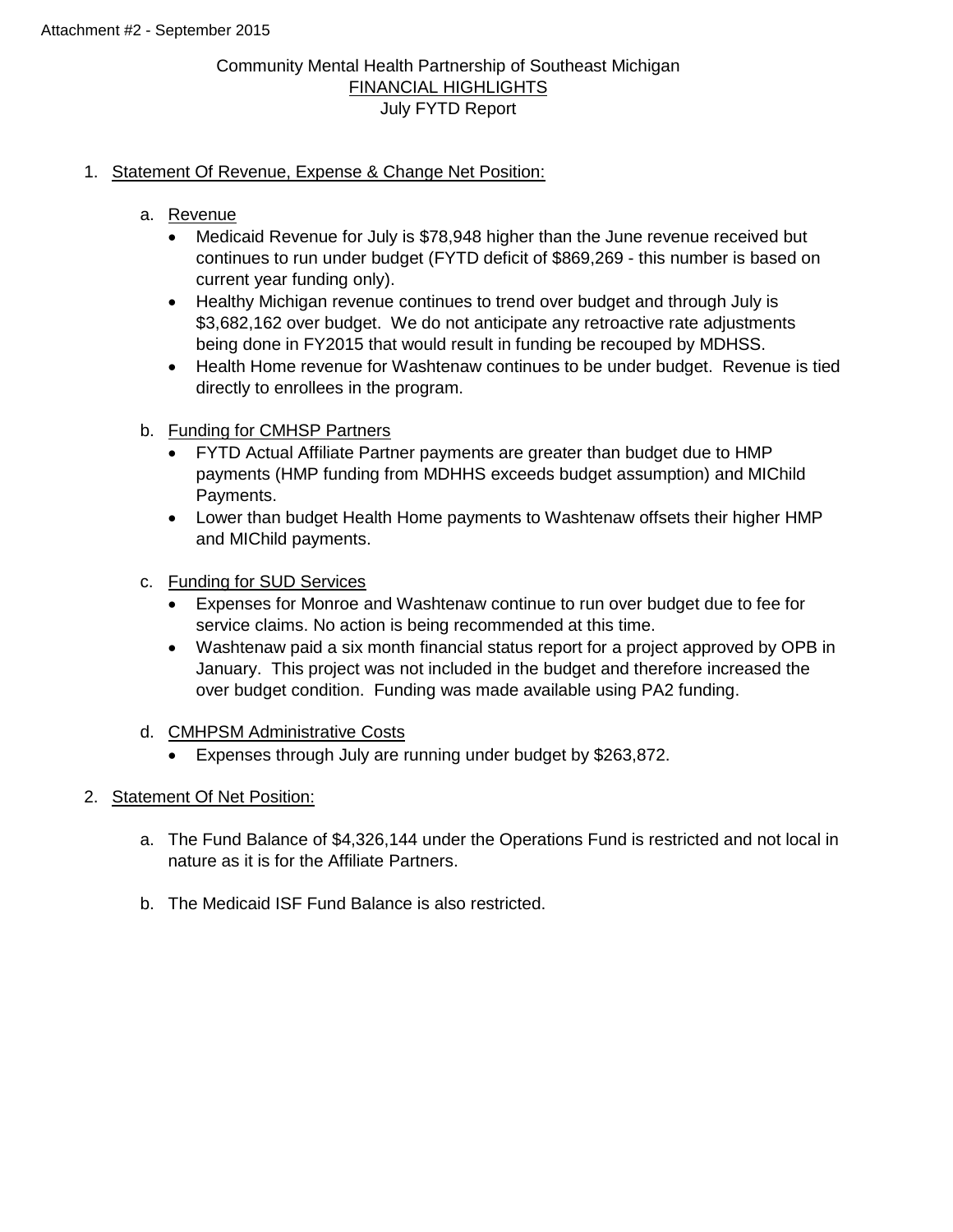Attachment #2 - September 2015

Community Mental Health Partnership of Southeast Michigan
FINANCIAL HIGHLIGHTS
July FYTD Report

1. Statement Of Revenue, Expense & Change Net Position:

   a. Revenue
      - Medicaid Revenue for July is $78,948 higher than the June revenue received but continues to run under budget (FYTD deficit of $869,269 - this number is based on current year funding only).
      - Healthy Michigan revenue continues to trend over budget and through July is $3,682,162 over budget. We do not anticipate any retroactive rate adjustments being done in FY2015 that would result in funding be recouped by MDHSS.
      - Health Home revenue for Washtenaw continues to be under budget. Revenue is tied directly to enrollees in the program.

   b. Funding for CMHSP Partners
      - FYTD Actual Affiliate Partner payments are greater than budget due to HMP payments (HMP funding from MDHHS exceeds budget assumption) and MIChild Payments.
      - Lower than budget Health Home payments to Washtenaw offsets their higher HMP and MIChild payments.

   c. Funding for SUD Services
      - Expenses for Monroe and Washtenaw continue to run over budget due to fee for service claims. No action is being recommended at this time.
      - Washtenaw paid a six month financial status report for a project approved by OPB in January. This project was not included in the budget and therefore increased the over budget condition. Funding was made available using PA2 funding.

   d. CMHPSM Administrative Costs
      - Expenses through July are running under budget by $263,872.

2. Statement Of Net Position:

   a. The Fund Balance of $4,326,144 under the Operations Fund is restricted and not local in nature as it is for the Affiliate Partners.

   b. The Medicaid ISF Fund Balance is also restricted.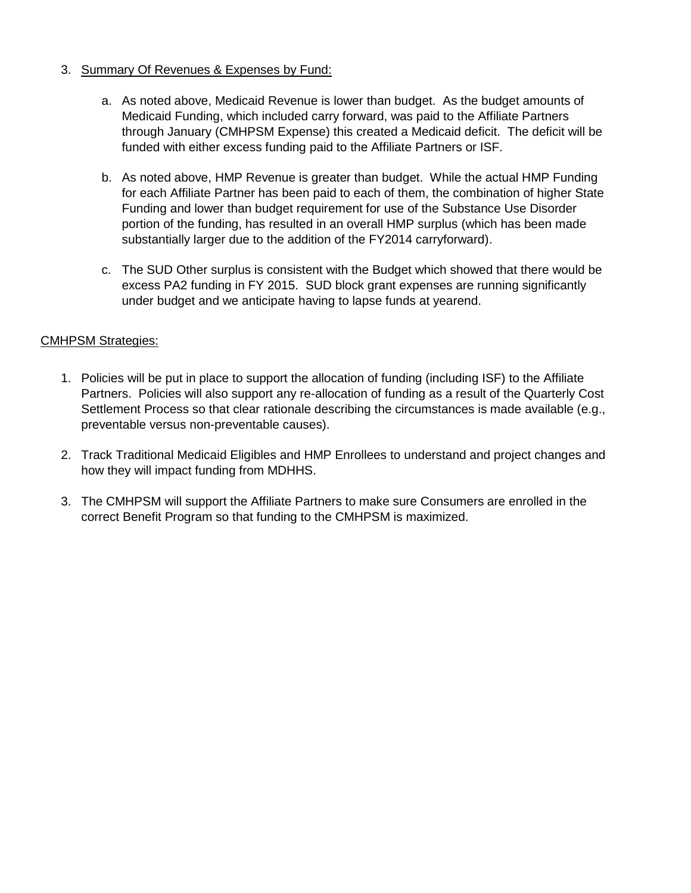3. <u>Summary Of Revenues & Expenses by Fund:</u>

    a. As noted above, Medicaid Revenue is lower than budget. As the budget amounts of Medicaid Funding, which included carry forward, was paid to the Affiliate Partners through January (CMHPSM Expense) this created a Medicaid deficit. The deficit will be funded with either excess funding paid to the Affiliate Partners or ISF.

    b. As noted above, HMP Revenue is greater than budget. While the actual HMP Funding for each Affiliate Partner has been paid to each of them, the combination of higher State Funding and lower than budget requirement for use of the Substance Use Disorder portion of the funding, has resulted in an overall HMP surplus (which has been made substantially larger due to the addition of the FY2014 carryforward).

    c. The SUD Other surplus is consistent with the Budget which showed that there would be excess PA2 funding in FY 2015. SUD block grant expenses are running significantly under budget and we anticipate having to lapse funds at yearend.

<u>CMHPSM Strategies:</u>

1. Policies will be put in place to support the allocation of funding (including ISF) to the Affiliate Partners. Policies will also support any re-allocation of funding as a result of the Quarterly Cost Settlement Process so that clear rationale describing the circumstances is made available (e.g., preventable versus non-preventable causes).

2. Track Traditional Medicaid Eligibles and HMP Enrollees to understand and project changes and how they will impact funding from MDHHS.

3. The CMHPSM will support the Affiliate Partners to make sure Consumers are enrolled in the correct Benefit Program so that funding to the CMHPSM is maximized.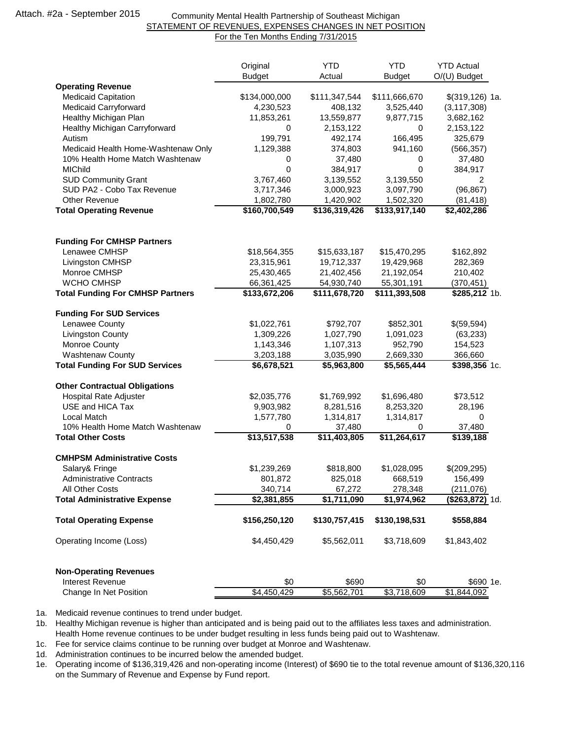Attach. #2a - September 2015

**Community Mental Health Partnership of Southeast Michigan**
**STATEMENT OF REVENUES, EXPENSES CHANGES IN NET POSITION**
**For the Ten Months Ending 7/31/2015**

| | Original Budget | YTD Actual | YTD Budget | YTD Actual O/(U) Budget | |
|---|---|---|---|---|---|
| **Operating Revenue** | | | | | |
| Medicaid Capitation | $134,000,000 | $111,347,544 | $111,666,670 | $(319,126) | 1a. |
| Medicaid Carryforward | 4,230,523 | 408,132 | 3,525,440 | (3,117,308) | |
| Healthy Michigan Plan | 11,853,261 | 13,559,877 | 9,877,715 | 3,682,162 | |
| Healthy Michigan Carryforward | 0 | 2,153,122 | 0 | 2,153,122 | |
| Autism | 199,791 | 492,174 | 166,495 | 325,679 | |
| Medicaid Health Home-Washtenaw Only | 1,129,388 | 374,803 | 941,160 | (566,357) | |
| 10% Health Home Match Washtenaw | 0 | 37,480 | 0 | 37,480 | |
| MIChild | 0 | 384,917 | 0 | 384,917 | |
| SUD Community Grant | 3,767,460 | 3,139,552 | 3,139,550 | 2 | |
| SUD PA2 - Cobo Tax Revenue | 3,717,346 | 3,000,923 | 3,097,790 | (96,867) | |
| Other Revenue | 1,802,780 | 1,420,902 | 1,502,320 | (81,418) | |
| **Total Operating Revenue** | **$160,700,549** | **$136,319,426** | **$133,917,140** | **$2,402,286** | |
| | | | | | |
| **Funding For CMHSP Partners** | | | | | |
| Lenawee CMHSP | $18,564,355 | $15,633,187 | $15,470,295 | $162,892 | |
| Livingston CMHSP | 23,315,961 | 19,712,337 | 19,429,968 | 282,369 | |
| Monroe CMHSP | 25,430,465 | 21,402,456 | 21,192,054 | 210,402 | |
| WCHO CMHSP | 66,361,425 | 54,930,740 | 55,301,191 | (370,451) | |
| **Total Funding For CMHSP Partners** | **$133,672,206** | **$111,678,720** | **$111,393,508** | **$285,212** | 1b. |
| | | | | | |
| **Funding For SUD Services** | | | | | |
| Lenawee County | $1,022,761 | $792,707 | $852,301 | $(59,594) | |
| Livingston County | 1,309,226 | 1,027,790 | 1,091,023 | (63,233) | |
| Monroe County | 1,143,346 | 1,107,313 | 952,790 | 154,523 | |
| Washtenaw County | 3,203,188 | 3,035,990 | 2,669,330 | 366,660 | |
| **Total Funding For SUD Services** | **$6,678,521** | **$5,963,800** | **$5,565,444** | **$398,356** | 1c. |
| | | | | | |
| **Other Contractual Obligations** | | | | | |
| Hospital Rate Adjuster | $2,035,776 | $1,769,992 | $1,696,480 | $73,512 | |
| USE and HICA Tax | 9,903,982 | 8,281,516 | 8,253,320 | 28,196 | |
| Local Match | 1,577,780 | 1,314,817 | 1,314,817 | 0 | |
| 10% Health Home Match Washtenaw | 0 | 37,480 | 0 | 37,480 | |
| **Total Other Costs** | **$13,517,538** | **$11,403,805** | **$11,264,617** | **$139,188** | |
| | | | | | |
| **CMHPSM Administrative Costs** | | | | | |
| Salary& Fringe | $1,239,269 | $818,800 | $1,028,095 | $(209,295) | |
| Administrative Contracts | 801,872 | 825,018 | 668,519 | 156,499 | |
| All Other Costs | 340,714 | 67,272 | 278,348 | (211,076) | |
| **Total Administrative Expense** | **$2,381,855** | **$1,711,090** | **$1,974,962** | **($263,872)** | 1d. |
| | | | | | |
| **Total Operating Expense** | **$156,250,120** | **$130,757,415** | **$130,198,531** | **$558,884** | |
| | | | | | |
| Operating Income (Loss) | $4,450,429 | $5,562,011 | $3,718,609 | $1,843,402 | |
| | | | | | |
| **Non-Operating Revenues** | | | | | |
| Interest Revenue | $0 | $690 | $0 | $690 | 1e. |
| Change In Net Position | $4,450,429 | $5,562,701 | $3,718,609 | $1,844,092 | |

1a. Medicaid revenue continues to trend under budget.

1b. Healthy Michigan revenue is higher than anticipated and is being paid out to the affiliates less taxes and administration. Health Home revenue continues to be under budget resulting in less funds being paid out to Washtenaw.

1c. Fee for service claims continue to be running over budget at Monroe and Washtenaw.

1d. Administration continues to be incurred below the amended budget.

1e. Operating income of $136,319,426 and non-operating income (Interest) of $690 tie to the total revenue amount of $136,320,116 on the Summary of Revenue and Expense by Fund report.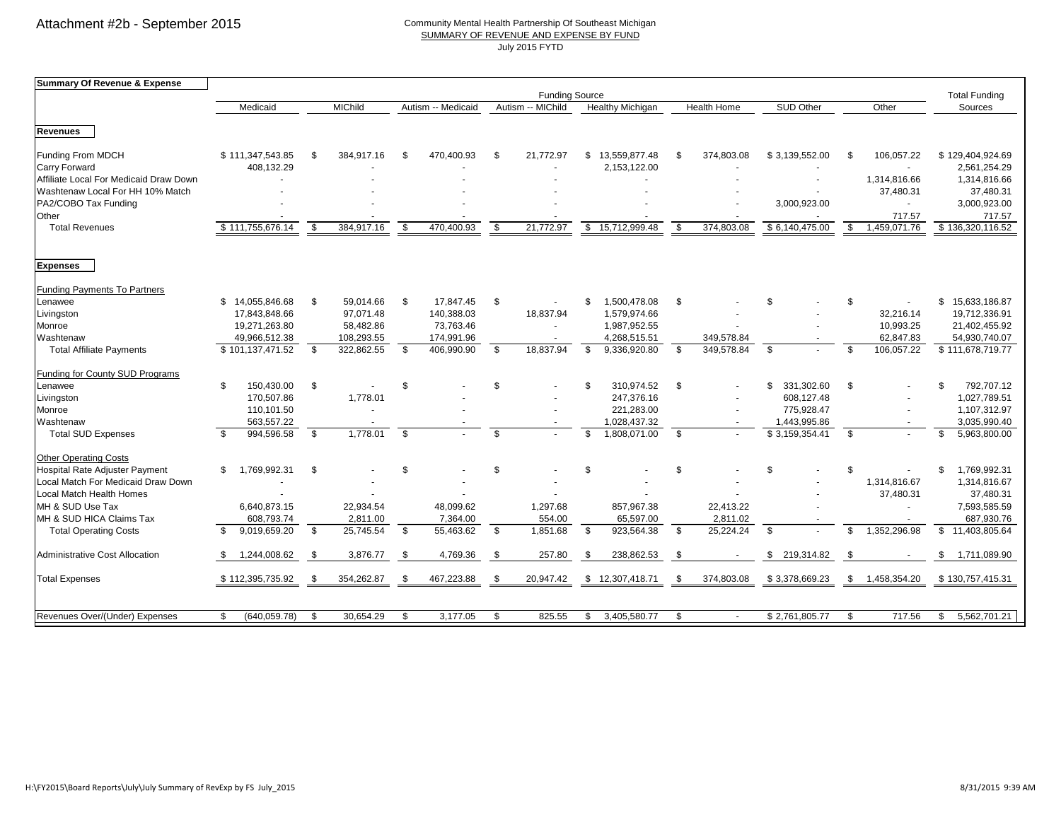Attachment #2b - September 2015

Community Mental Health Partnership Of Southeast Michigan
SUMMARY OF REVENUE AND EXPENSE BY FUND
July 2015 FYTD

| Summary Of Revenue & Expense | Funding Source | | | | | | | | Total Funding Sources |
|---|---|---|---|---|---|---|---|---|---|
| | Medicaid | MIChild | Autism -- Medicaid | Autism -- MIChild | Healthy Michigan | Health Home | SUD Other | Other | |
| **Revenues** | | | | | | | | | |
| Funding From MDCH | $ 111,347,543.85 | $ 384,917.16 | $ 470,400.93 | $ 21,772.97 | $ 13,559,877.48 | $ 374,803.08 | $ 3,139,552.00 | $ 106,057.22 | $ 129,404,924.69 |
| Carry Forward | 408,132.29 | - | - | - | 2,153,122.00 | - | - | - | 2,561,254.29 |
| Affiliate Local For Medicaid Draw Down | - | - | - | - | - | - | - | 1,314,816.66 | 1,314,816.66 |
| Washtenaw Local For HH 10% Match | - | - | - | - | - | - | - | 37,480.31 | 37,480.31 |
| PA2/COBO Tax Funding | - | - | - | - | - | - | 3,000,923.00 | - | 3,000,923.00 |
| Other | - | - | - | - | - | - | - | 717.57 | 717.57 |
| Total Revenues | $ 111,755,676.14 | $ 384,917.16 | $ 470,400.93 | $ 21,772.97 | $ 15,712,999.48 | $ 374,803.08 | $ 6,140,475.00 | $ 1,459,071.76 | $ 136,320,116.52 |
| **Expenses** | | | | | | | | | |
| Funding Payments To Partners | | | | | | | | | |
| Lenawee | $ 14,055,846.68 | $ 59,014.66 | $ 17,847.45 | $ - | $ 1,500,478.08 | $ - | $ - | $ - | $ 15,633,186.87 |
| Livingston | 17,843,848.66 | 97,071.48 | 140,388.03 | 18,837.94 | 1,579,974.66 | - | - | 32,216.14 | 19,712,336.91 |
| Monroe | 19,271,263.80 | 58,482.86 | 73,763.46 | - | 1,987,952.55 | - | - | 10,993.25 | 21,402,455.92 |
| Washtenaw | 49,966,512.38 | 108,293.55 | 174,991.96 | - | 4,268,515.51 | 349,578.84 | - | 62,847.83 | 54,930,740.07 |
| Total Affiliate Payments | $ 101,137,471.52 | $ 322,862.55 | $ 406,990.90 | $ 18,837.94 | $ 9,336,920.80 | $ 349,578.84 | $ - | $ 106,057.22 | $ 111,678,719.77 |
| Funding for County SUD Programs | | | | | | | | | |
| Lenawee | $ 150,430.00 | $ - | $ - | $ - | $ 310,974.52 | $ - | $ 331,302.60 | $ - | $ 792,707.12 |
| Livingston | 170,507.86 | 1,778.01 | - | - | 247,376.16 | - | 608,127.48 | - | 1,027,789.51 |
| Monroe | 110,101.50 | - | - | - | 221,283.00 | - | 775,928.47 | - | 1,107,312.97 |
| Washtenaw | 563,557.22 | - | - | - | 1,028,437.32 | - | 1,443,995.86 | - | 3,035,990.40 |
| Total SUD Expenses | $ 994,596.58 | $ 1,778.01 | $ - | $ - | $ 1,808,071.00 | $ - | $ 3,159,354.41 | $ - | $ 5,963,800.00 |
| Other Operating Costs | | | | | | | | | |
| Hospital Rate Adjuster Payment | $ 1,769,992.31 | $ - | $ - | $ - | $ - | $ - | $ - | $ - | $ 1,769,992.31 |
| Local Match For Medicaid Draw Down | - | - | - | - | - | - | - | 1,314,816.67 | 1,314,816.67 |
| Local Match Health Homes | - | - | - | - | - | - | - | 37,480.31 | 37,480.31 |
| MH & SUD Use Tax | 6,640,873.15 | 22,934.54 | 48,099.62 | 1,297.68 | 857,967.38 | 22,413.22 | - | - | 7,593,585.59 |
| MH & SUD HICA Claims Tax | 608,793.74 | 2,811.00 | 7,364.00 | 554.00 | 65,597.00 | 2,811.02 | - | - | 687,930.76 |
| Total Operating Costs | $ 9,019,659.20 | $ 25,745.54 | $ 55,463.62 | $ 1,851.68 | $ 923,564.38 | $ 25,224.24 | $ - | $ 1,352,296.98 | $ 11,403,805.64 |
| Administrative Cost Allocation | $ 1,244,008.62 | $ 3,876.77 | $ 4,769.36 | $ 257.80 | $ 238,862.53 | $ - | $ 219,314.82 | $ - | $ 1,711,089.90 |
| Total Expenses | $ 112,395,735.92 | $ 354,262.87 | $ 467,223.88 | $ 20,947.42 | $ 12,307,418.71 | $ 374,803.08 | $ 3,378,669.23 | $ 1,458,354.20 | $ 130,757,415.31 |
| Revenues Over/(Under) Expenses | $ (640,059.78) | $ 30,654.29 | $ 3,177.05 | $ 825.55 | $ 3,405,580.77 | $ - | $ 2,761,805.77 | $ 717.56 | $ 5,562,701.21 |

H:\FY2015\Board Reports\July\July Summary of RevExp by FS July_2015 8/31/2015 9:39 AM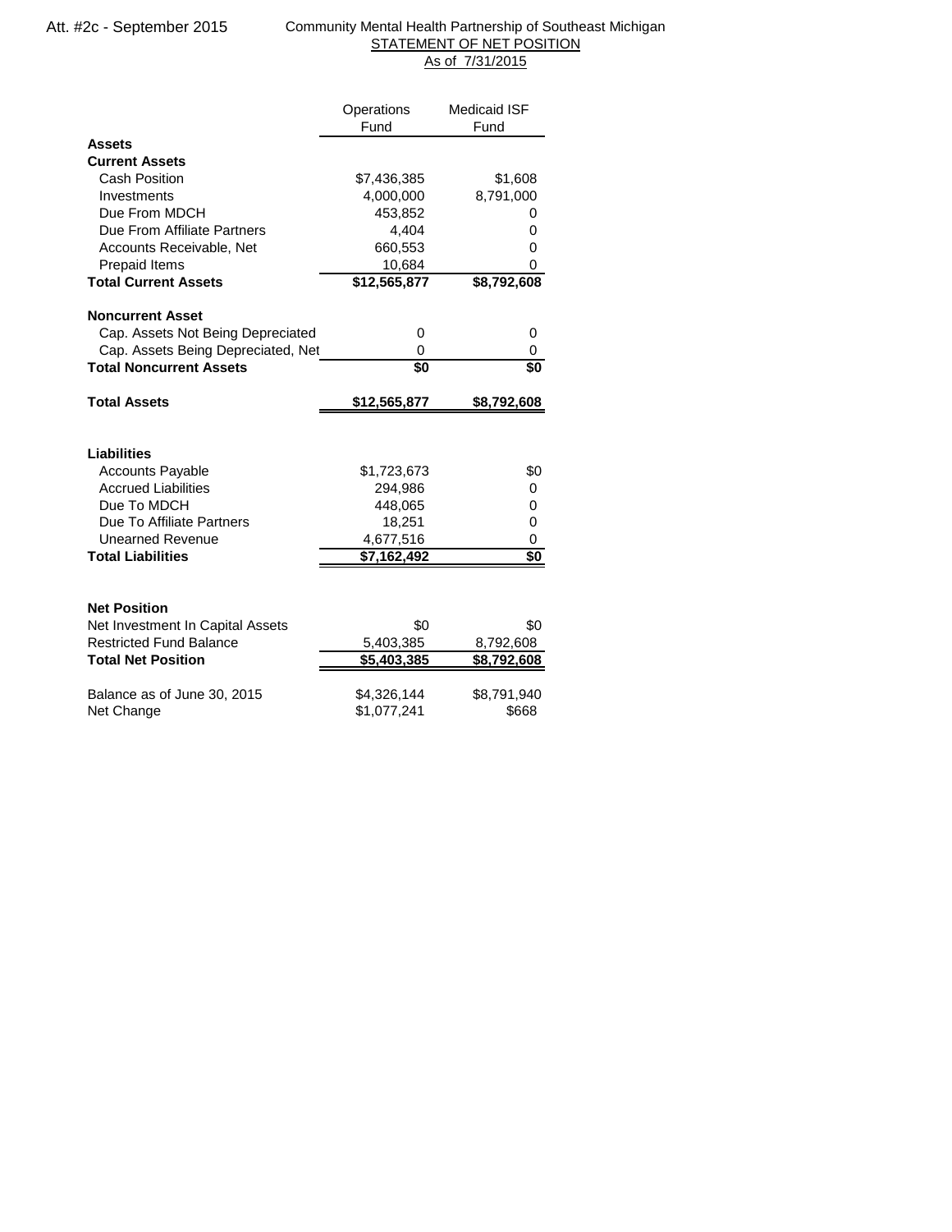Att. #2c - September 2015

Community Mental Health Partnership of Southeast Michigan

STATEMENT OF NET POSITION

As of 7/31/2015

| | Operations Fund | Medicaid ISF Fund |
|---|---|---|
| **Assets** | | |
| **Current Assets** | | |
| Cash Position | $7,436,385 | $1,608 |
| Investments | 4,000,000 | 8,791,000 |
| Due From MDCH | 453,852 | 0 |
| Due From Affiliate Partners | 4,404 | 0 |
| Accounts Receivable, Net | 660,553 | 0 |
| Prepaid Items | 10,684 | 0 |
| **Total Current Assets** | **$12,565,877** | **$8,792,608** |
| | | |
| **Noncurrent Asset** | | |
| Cap. Assets Not Being Depreciated | 0 | 0 |
| Cap. Assets Being Depreciated, Net | 0 | 0 |
| **Total Noncurrent Assets** | **$0** | **$0** |
| | | |
| **Total Assets** | **$12,565,877** | **$8,792,608** |
| | | |
| **Liabilities** | | |
| Accounts Payable | $1,723,673 | $0 |
| Accrued Liabilities | 294,986 | 0 |
| Due To MDCH | 448,065 | 0 |
| Due To Affiliate Partners | 18,251 | 0 |
| Unearned Revenue | 4,677,516 | 0 |
| **Total Liabilities** | **$7,162,492** | **$0** |
| | | |
| **Net Position** | | |
| Net Investment In Capital Assets | $0 | $0 |
| Restricted Fund Balance | 5,403,385 | 8,792,608 |
| **Total Net Position** | **$5,403,385** | **$8,792,608** |
| | | |
| Balance as of June 30, 2015 | $4,326,144 | $8,791,940 |
| Net Change | $1,077,241 | $668 |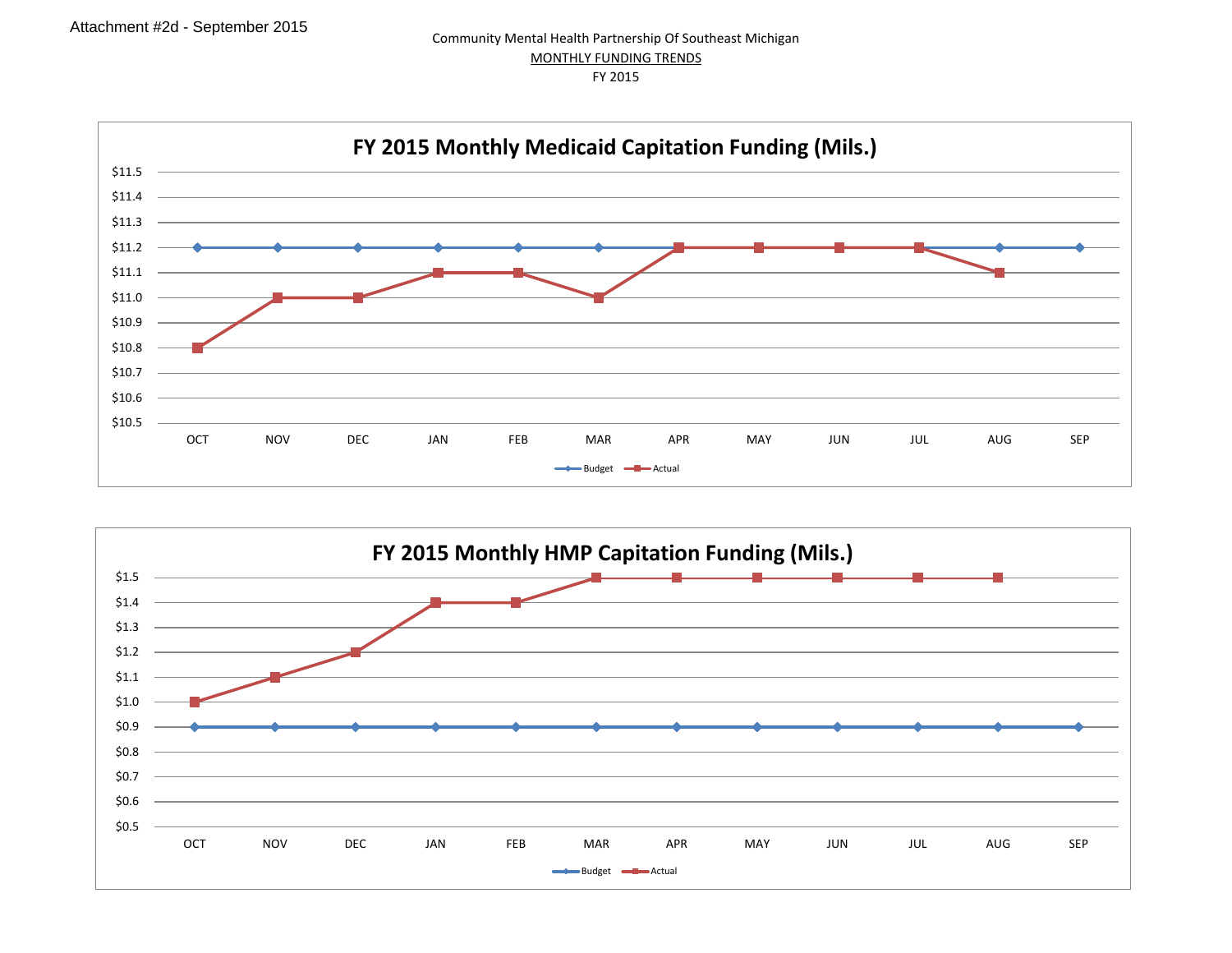Attachment #2d - September 2015

Community Mental Health Partnership Of Southeast Michigan

MONTHLY FUNDING TRENDS

FY 2015

## FY 2015 Monthly Medicaid Capitation Funding (Mils.)

| | OCT | NOV | DEC | JAN | FEB | MAR | APR | MAY | JUN | JUL | AUG | SEP |
|---|---|---|---|---|---|---|---|---|---|---|---|---|
| Budget | $11.2 | $11.2 | $11.2 | $11.2 | $11.2 | $11.2 | $11.2 | $11.2 | $11.2 | $11.2 | $11.2 | $11.2 |
| Actual | $10.8 | $11.0 | $11.0 | $11.1 | $11.1 | $11.0 | $11.2 | $11.2 | $11.2 | $11.2 | $11.1 | |

## FY 2015 Monthly HMP Capitation Funding (Mils.)

| | OCT | NOV | DEC | JAN | FEB | MAR | APR | MAY | JUN | JUL | AUG | SEP |
|---|---|---|---|---|---|---|---|---|---|---|---|---|
| Budget | $0.9 | $0.9 | $0.9 | $0.9 | $0.9 | $0.9 | $0.9 | $0.9 | $0.9 | $0.9 | $0.9 | $0.9 |
| Actual | $1.0 | $1.1 | $1.2 | $1.4 | $1.4 | $1.5 | $1.5 | $1.5 | $1.5 | $1.5 | $1.5 | |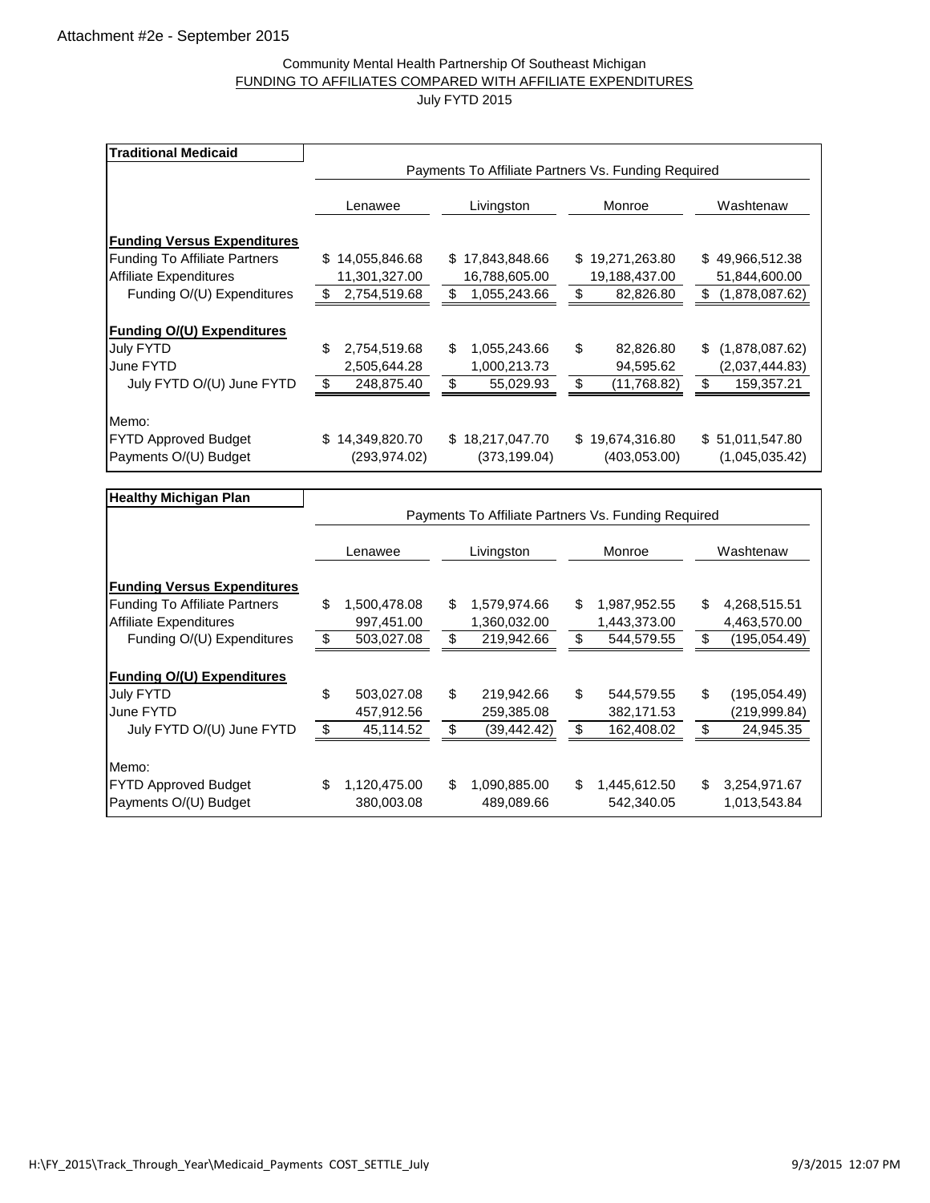Attachment #2e - September 2015

Community Mental Health Partnership Of Southeast Michigan
FUNDING TO AFFILIATES COMPARED WITH AFFILIATE EXPENDITURES
July FYTD 2015

| Traditional Medicaid | Payments To Affiliate Partners Vs. Funding Required | | | |
|---|---|---|---|---|
| | Lenawee | Livingston | Monroe | Washtenaw |
| **Funding Versus Expenditures** | | | | |
| Funding To Affiliate Partners | $ 14,055,846.68 | $ 17,843,848.66 | $ 19,271,263.80 | $ 49,966,512.38 |
| Affiliate Expenditures | 11,301,327.00 | 16,788,605.00 | 19,188,437.00 | 51,844,600.00 |
| Funding O/(U) Expenditures | $ 2,754,519.68 | $ 1,055,243.66 | $ 82,826.80 | $ (1,878,087.62) |
| **Funding O/(U) Expenditures** | | | | |
| July FYTD | $ 2,754,519.68 | $ 1,055,243.66 | $ 82,826.80 | $ (1,878,087.62) |
| June FYTD | 2,505,644.28 | 1,000,213.73 | 94,595.62 | (2,037,444.83) |
| July FYTD O/(U) June FYTD | $ 248,875.40 | $ 55,029.93 | $ (11,768.82) | $ 159,357.21 |
| Memo: | | | | |
| FYTD Approved Budget | $ 14,349,820.70 | $ 18,217,047.70 | $ 19,674,316.80 | $ 51,011,547.80 |
| Payments O/(U) Budget | (293,974.02) | (373,199.04) | (403,053.00) | (1,045,035.42) |

| Healthy Michigan Plan | Payments To Affiliate Partners Vs. Funding Required | | | |
|---|---|---|---|---|
| | Lenawee | Livingston | Monroe | Washtenaw |
| **Funding Versus Expenditures** | | | | |
| Funding To Affiliate Partners | $ 1,500,478.08 | $ 1,579,974.66 | $ 1,987,952.55 | $ 4,268,515.51 |
| Affiliate Expenditures | 997,451.00 | 1,360,032.00 | 1,443,373.00 | 4,463,570.00 |
| Funding O/(U) Expenditures | $ 503,027.08 | $ 219,942.66 | $ 544,579.55 | $ (195,054.49) |
| **Funding O/(U) Expenditures** | | | | |
| July FYTD | $ 503,027.08 | $ 219,942.66 | $ 544,579.55 | $ (195,054.49) |
| June FYTD | 457,912.56 | 259,385.08 | 382,171.53 | (219,999.84) |
| July FYTD O/(U) June FYTD | $ 45,114.52 | $ (39,442.42) | $ 162,408.02 | $ 24,945.35 |
| Memo: | | | | |
| FYTD Approved Budget | $ 1,120,475.00 | $ 1,090,885.00 | $ 1,445,612.50 | $ 3,254,971.67 |
| Payments O/(U) Budget | 380,003.08 | 489,089.66 | 542,340.05 | 1,013,543.84 |

H:\FY_2015\Track_Through_Year\Medicaid_Payments COST_SETTLE_July 9/3/2015 12:07 PM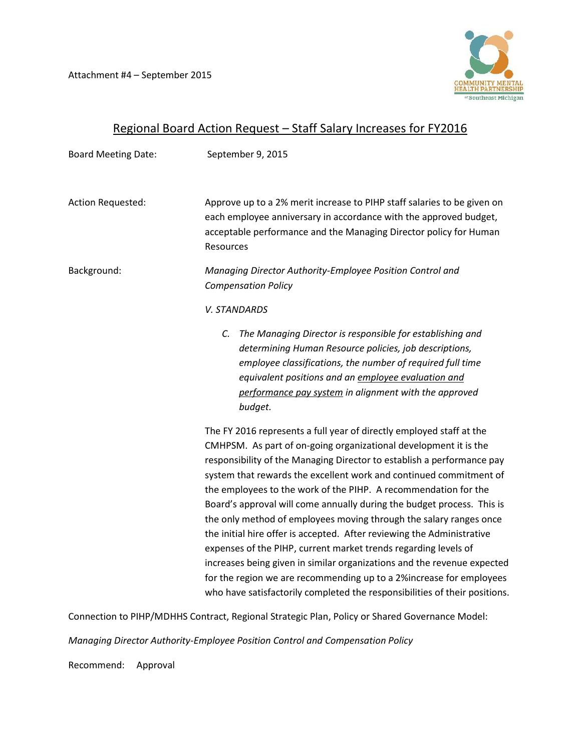Attachment #4 – September 2015

COMMUNITY MENTAL HEALTH PARTNERSHIP of Southeast Michigan

## Regional Board Action Request – Staff Salary Increases for FY2016

Board Meeting Date: September 9, 2015

Action Requested: Approve up to a 2% merit increase to PIHP staff salaries to be given on each employee anniversary in accordance with the approved budget, acceptable performance and the Managing Director policy for Human Resources

Background: *Managing Director Authority-Employee Position Control and Compensation Policy*

*V. STANDARDS*

> *C. The Managing Director is responsible for establishing and determining Human Resource policies, job descriptions, employee classifications, the number of required full time equivalent positions and an* <u>*employee evaluation and performance pay system*</u> *in alignment with the approved budget.*

The FY 2016 represents a full year of directly employed staff at the CMHPSM. As part of on-going organizational development it is the responsibility of the Managing Director to establish a performance pay system that rewards the excellent work and continued commitment of the employees to the work of the PIHP. A recommendation for the Board's approval will come annually during the budget process. This is the only method of employees moving through the salary ranges once the initial hire offer is accepted. After reviewing the Administrative expenses of the PIHP, current market trends regarding levels of increases being given in similar organizations and the revenue expected for the region we are recommending up to a 2%increase for employees who have satisfactorily completed the responsibilities of their positions.

Connection to PIHP/MDHHS Contract, Regional Strategic Plan, Policy or Shared Governance Model:

*Managing Director Authority-Employee Position Control and Compensation Policy*

Recommend: Approval